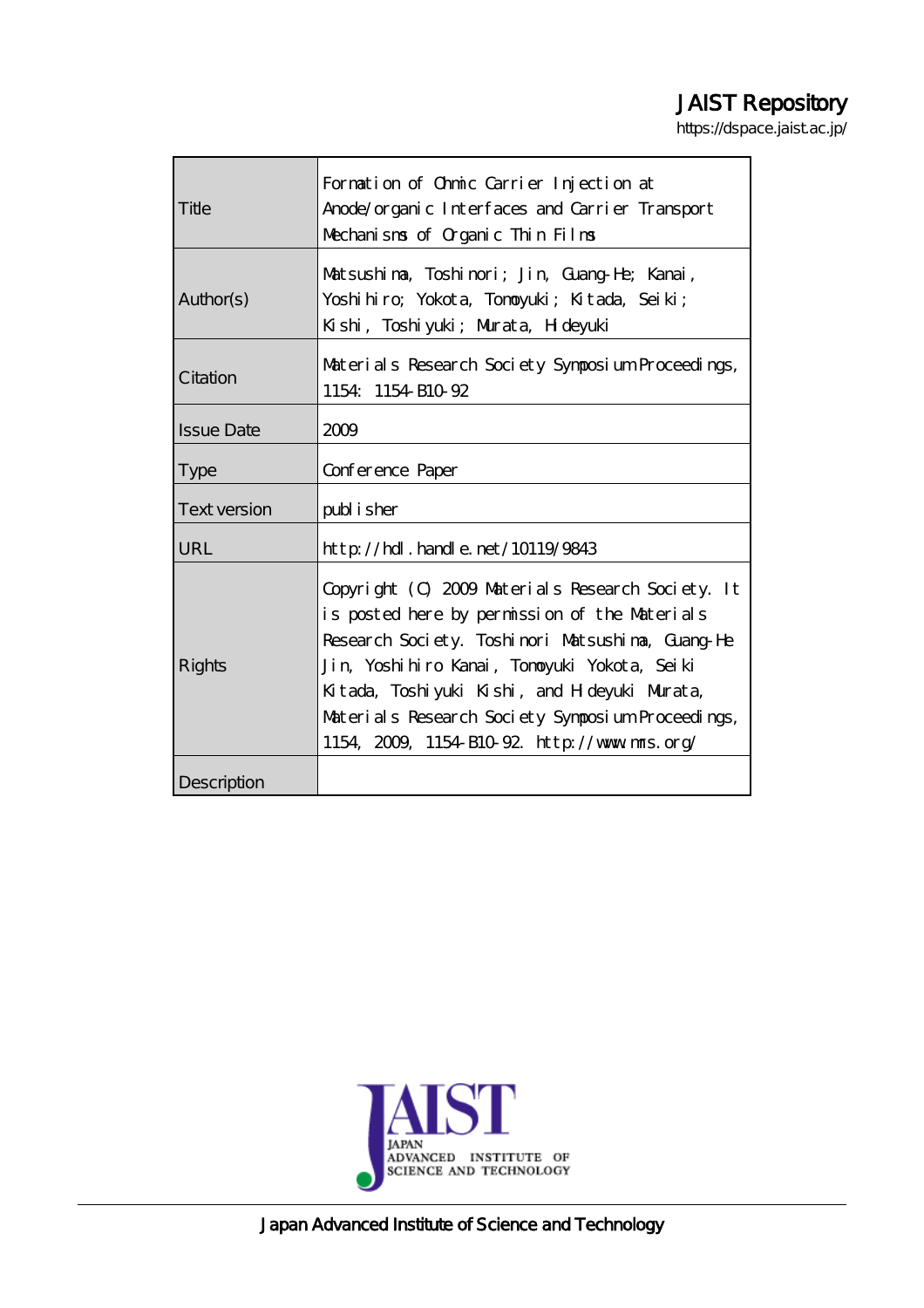JAIST Repository

https://dspace.jaist.ac.jp/

| | |
|---|---|
| Title | Formation of Ohmic Carrier Injection at Anode/organic Interfaces and Carrier Transport Mechanisms of Organic Thin Films |
| Author(s) | Matsushima, Toshinori; Jin, Guang-He; Kanai, Yoshihiro; Yokota, Tomoyuki; Kitada, Seiki; Kishi, Toshiyuki; Murata, Hideyuki |
| Citation | Materials Research Society Symposium Proceedings, 1154: 1154-B10-92 |
| Issue Date | 2009 |
| Type | Conference Paper |
| Text version | publisher |
| URL | http://hdl.handle.net/10119/9843 |
| Rights | Copyright (C) 2009 Materials Research Society. It is posted here by permission of the Materials Research Society. Toshinori Matsushima, Guang-He Jin, Yoshihiro Kanai, Tomoyuki Yokota, Seiki Kitada, Toshiyuki Kishi, and Hideyuki Murata, Materials Research Society Symposium Proceedings, 1154, 2009, 1154-B10-92. http://www.mrs.org/ |
| Description | |

Japan Advanced Institute of Science and Technology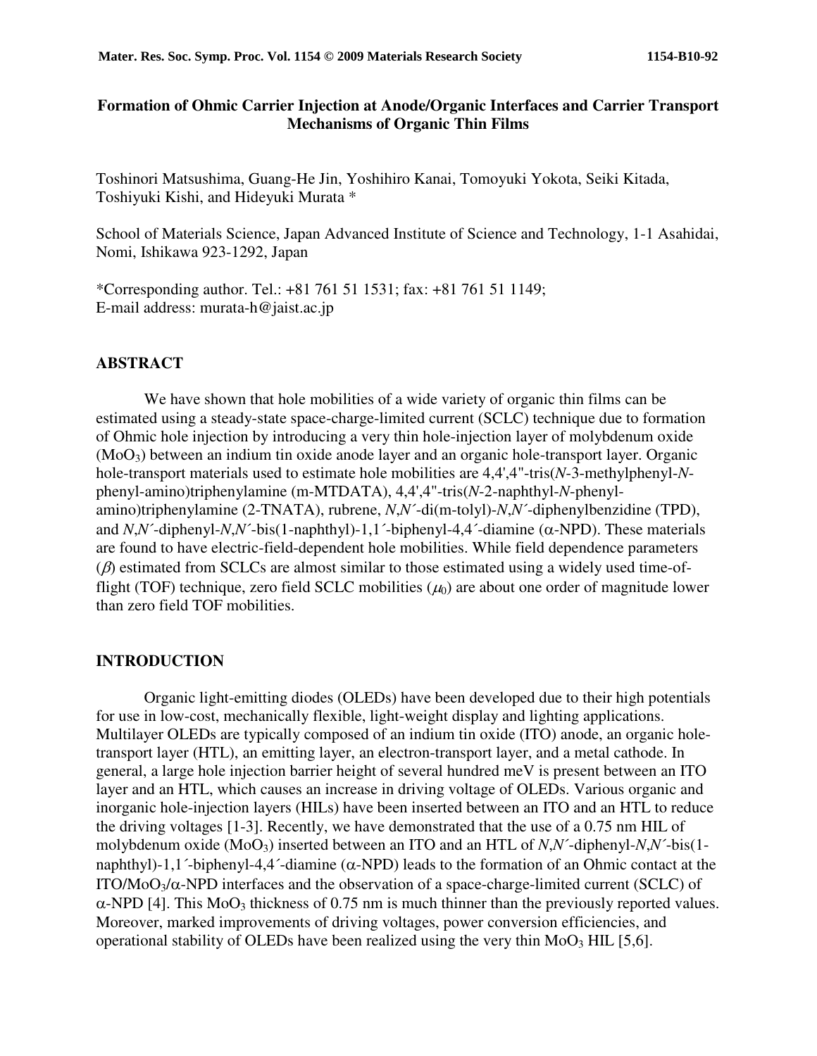# Formation of Ohmic Carrier Injection at Anode/Organic Interfaces and Carrier Transport Mechanisms of Organic Thin Films

Toshinori Matsushima, Guang-He Jin, Yoshihiro Kanai, Tomoyuki Yokota, Seiki Kitada, Toshiyuki Kishi, and Hideyuki Murata *

School of Materials Science, Japan Advanced Institute of Science and Technology, 1-1 Asahidai, Nomi, Ishikawa 923-1292, Japan

*Corresponding author. Tel.: +81 761 51 1531; fax: +81 761 51 1149;
E-mail address: murata-h@jaist.ac.jp

## ABSTRACT

We have shown that hole mobilities of a wide variety of organic thin films can be estimated using a steady-state space-charge-limited current (SCLC) technique due to formation of Ohmic hole injection by introducing a very thin hole-injection layer of molybdenum oxide ($MoO_3$) between an indium tin oxide anode layer and an organic hole-transport layer. Organic hole-transport materials used to estimate hole mobilities are 4,4',4"-tris(*N*-3-methylphenyl-*N*-phenyl-amino)triphenylamine (m-MTDATA), 4,4',4"-tris(*N*-2-naphthyl-*N*-phenyl-amino)triphenylamine (2-TNATA), rubrene, *N*,*N*´-di(m-tolyl)-*N*,*N*´-diphenylbenzidine (TPD), and *N*,*N*´-diphenyl-*N*,*N*´-bis(1-naphthyl)-1,1´-biphenyl-4,4´-diamine ($\alpha$-NPD). These materials are found to have electric-field-dependent hole mobilities. While field dependence parameters ($\beta$) estimated from SCLCs are almost similar to those estimated using a widely used time-of-flight (TOF) technique, zero field SCLC mobilities ($\mu_0$) are about one order of magnitude lower than zero field TOF mobilities.

## INTRODUCTION

Organic light-emitting diodes (OLEDs) have been developed due to their high potentials for use in low-cost, mechanically flexible, light-weight display and lighting applications. Multilayer OLEDs are typically composed of an indium tin oxide (ITO) anode, an organic hole-transport layer (HTL), an emitting layer, an electron-transport layer, and a metal cathode. In general, a large hole injection barrier height of several hundred meV is present between an ITO layer and an HTL, which causes an increase in driving voltage of OLEDs. Various organic and inorganic hole-injection layers (HILs) have been inserted between an ITO and an HTL to reduce the driving voltages [1-3]. Recently, we have demonstrated that the use of a 0.75 nm HIL of molybdenum oxide ($MoO_3$) inserted between an ITO and an HTL of *N*,*N*´-diphenyl-*N*,*N*´-bis(1-naphthyl)-1,1´-biphenyl-4,4´-diamine ($\alpha$-NPD) leads to the formation of an Ohmic contact at the ITO/$MoO_3$/$\alpha$-NPD interfaces and the observation of a space-charge-limited current (SCLC) of $\alpha$-NPD [4]. This $MoO_3$ thickness of 0.75 nm is much thinner than the previously reported values. Moreover, marked improvements of driving voltages, power conversion efficiencies, and operational stability of OLEDs have been realized using the very thin $MoO_3$ HIL [5,6].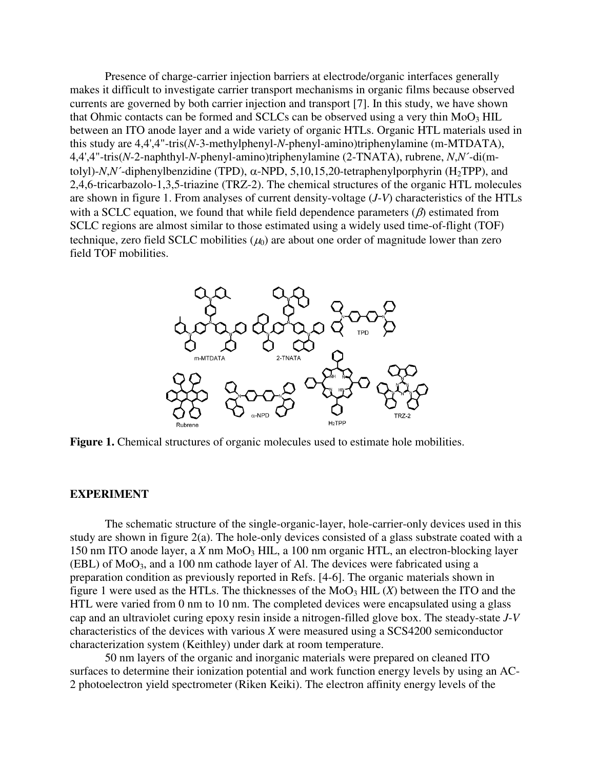Presence of charge-carrier injection barriers at electrode/organic interfaces generally makes it difficult to investigate carrier transport mechanisms in organic films because observed currents are governed by both carrier injection and transport [7]. In this study, we have shown that Ohmic contacts can be formed and SCLCs can be observed using a very thin $MoO_3$ HIL between an ITO anode layer and a wide variety of organic HTLs. Organic HTL materials used in this study are 4,4',4"-tris(*N*-3-methylphenyl-*N*-phenyl-amino)triphenylamine (m-MTDATA), 4,4',4"-tris(*N*-2-naphthyl-*N*-phenyl-amino)triphenylamine (2-TNATA), rubrene, *N*,*N*´-di(m-tolyl)-*N*,*N*´-diphenylbenzidine (TPD), α-NPD, 5,10,15,20-tetraphenylporphyrin ($H_2TPP$), and 2,4,6-tricarbazolo-1,3,5-triazine (TRZ-2). The chemical structures of the organic HTL molecules are shown in figure 1. From analyses of current density-voltage (*J-V*) characteristics of the HTLs with a SCLC equation, we found that while field dependence parameters ($\beta$) estimated from SCLC regions are almost similar to those estimated using a widely used time-of-flight (TOF) technique, zero field SCLC mobilities ($\mu_0$) are about one order of magnitude lower than zero field TOF mobilities.

**Figure 1.** Chemical structures of organic molecules used to estimate hole mobilities.

## EXPERIMENT

The schematic structure of the single-organic-layer, hole-carrier-only devices used in this study are shown in figure 2(a). The hole-only devices consisted of a glass substrate coated with a 150 nm ITO anode layer, a *X* nm $MoO_3$ HIL, a 100 nm organic HTL, an electron-blocking layer (EBL) of $MoO_3$, and a 100 nm cathode layer of Al. The devices were fabricated using a preparation condition as previously reported in Refs. [4-6]. The organic materials shown in figure 1 were used as the HTLs. The thicknesses of the $MoO_3$ HIL (*X*) between the ITO and the HTL were varied from 0 nm to 10 nm. The completed devices were encapsulated using a glass cap and an ultraviolet curing epoxy resin inside a nitrogen-filled glove box. The steady-state *J-V* characteristics of the devices with various *X* were measured using a SCS4200 semiconductor characterization system (Keithley) under dark at room temperature.

50 nm layers of the organic and inorganic materials were prepared on cleaned ITO surfaces to determine their ionization potential and work function energy levels by using an AC-2 photoelectron yield spectrometer (Riken Keiki). The electron affinity energy levels of the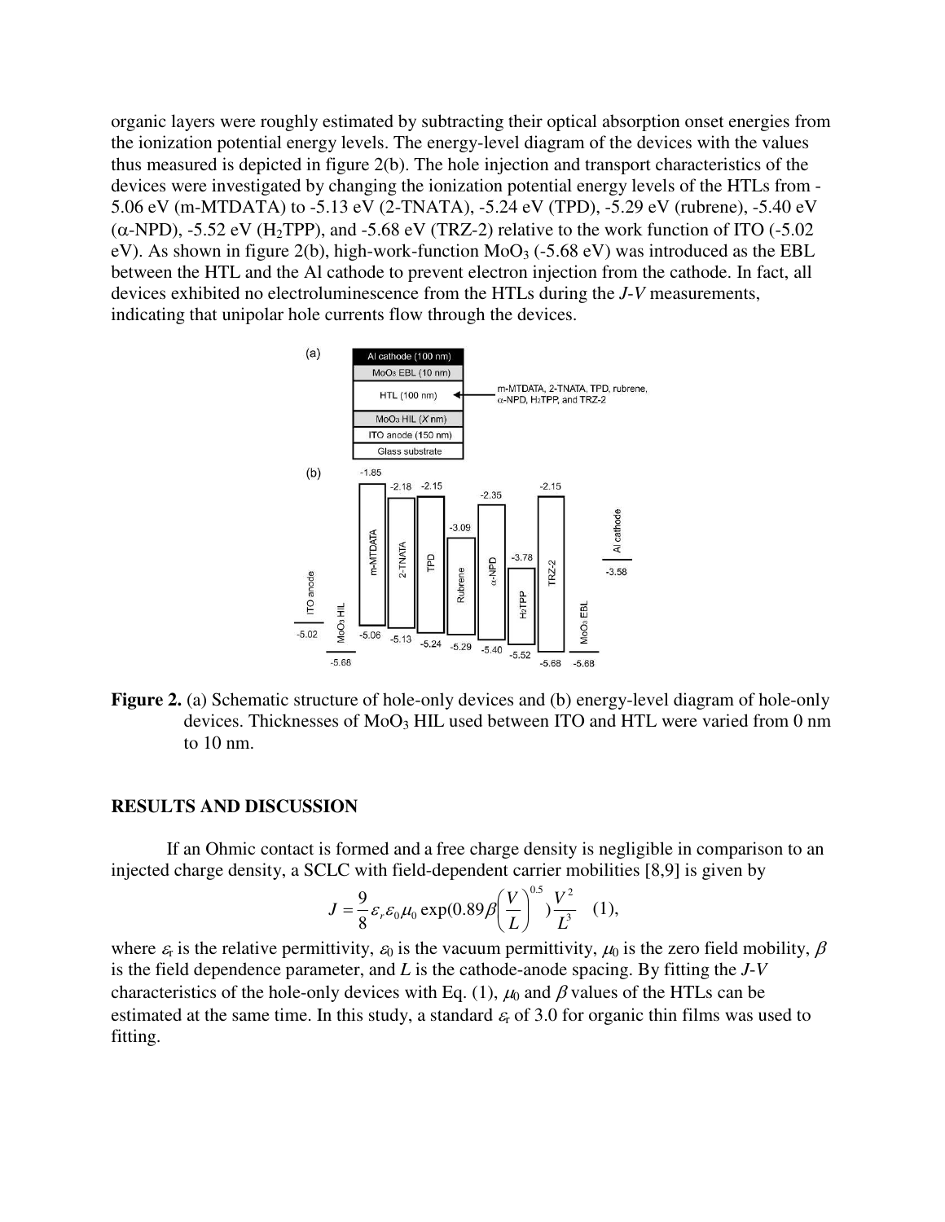organic layers were roughly estimated by subtracting their optical absorption onset energies from the ionization potential energy levels. The energy-level diagram of the devices with the values thus measured is depicted in figure 2(b). The hole injection and transport characteristics of the devices were investigated by changing the ionization potential energy levels of the HTLs from -5.06 eV (m-MTDATA) to -5.13 eV (2-TNATA), -5.24 eV (TPD), -5.29 eV (rubrene), -5.40 eV ($\alpha$-NPD), -5.52 eV ($H_2TPP$), and -5.68 eV (TRZ-2) relative to the work function of ITO (-5.02 eV). As shown in figure 2(b), high-work-function $MoO_3$ (-5.68 eV) was introduced as the EBL between the HTL and the Al cathode to prevent electron injection from the cathode. In fact, all devices exhibited no electroluminescence from the HTLs during the *J-V* measurements, indicating that unipolar hole currents flow through the devices.

**Figure 2.** (a) Schematic structure of hole-only devices and (b) energy-level diagram of hole-only devices. Thicknesses of $MoO_3$ HIL used between ITO and HTL were varied from 0 nm to 10 nm.

## RESULTS AND DISCUSSION

If an Ohmic contact is formed and a free charge density is negligible in comparison to an injected charge density, a SCLC with field-dependent carrier mobilities [8,9] is given by

$$J = \frac{9}{8}\varepsilon_r \varepsilon_0 \mu_0 \exp(0.89\beta\left(\frac{V}{L}\right)^{0.5})\frac{V^2}{L^3} \quad (1),$$

where $\varepsilon_r$ is the relative permittivity, $\varepsilon_0$ is the vacuum permittivity, $\mu_0$ is the zero field mobility, $\beta$ is the field dependence parameter, and $L$ is the cathode-anode spacing. By fitting the *J-V* characteristics of the hole-only devices with Eq. (1), $\mu_0$ and $\beta$ values of the HTLs can be estimated at the same time. In this study, a standard $\varepsilon_r$ of 3.0 for organic thin films was used to fitting.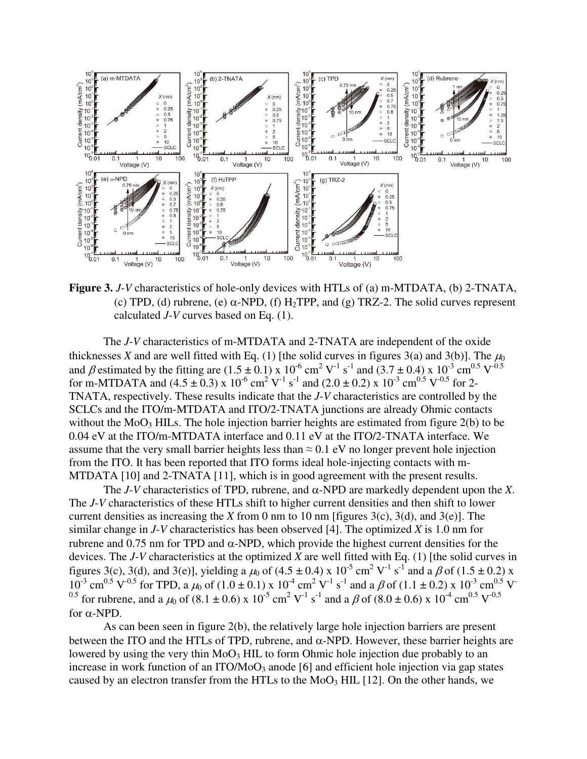**Figure 3.** *J*-*V* characteristics of hole-only devices with HTLs of (a) m-MTDATA, (b) 2-TNATA, (c) TPD, (d) rubrene, (e) $\alpha$-NPD, (f) $H_2$TPP, and (g) TRZ-2. The solid curves represent calculated *J*-*V* curves based on Eq. (1).

The *J*-*V* characteristics of m-MTDATA and 2-TNATA are independent of the oxide thicknesses *X* and are well fitted with Eq. (1) [the solid curves in figures 3(a) and 3(b)]. The $\mu_0$ and $\beta$ estimated by the fitting are $(1.5 \pm 0.1) \times 10^{-6}$ cm$^2$ V$^{-1}$ s$^{-1}$ and $(3.7 \pm 0.4) \times 10^{-3}$ cm$^{0.5}$ V$^{-0.5}$ for m-MTDATA and $(4.5 \pm 0.3) \times 10^{-6}$ cm$^2$ V$^{-1}$ s$^{-1}$ and $(2.0 \pm 0.2) \times 10^{-3}$ cm$^{0.5}$ V$^{-0.5}$ for 2-TNATA, respectively. These results indicate that the *J*-*V* characteristics are controlled by the SCLCs and the ITO/m-MTDATA and ITO/2-TNATA junctions are already Ohmic contacts without the $MoO_3$ HILs. The hole injection barrier heights are estimated from figure 2(b) to be 0.04 eV at the ITO/m-MTDATA interface and 0.11 eV at the ITO/2-TNATA interface. We assume that the very small barrier heights less than $\approx 0.1$ eV no longer prevent hole injection from the ITO. It has been reported that ITO forms ideal hole-injecting contacts with m-MTDATA [10] and 2-TNATA [11], which is in good agreement with the present results.

The *J*-*V* characteristics of TPD, rubrene, and $\alpha$-NPD are markedly dependent upon the *X*. The *J*-*V* characteristics of these HTLs shift to higher current densities and then shift to lower current densities as increasing the *X* from 0 nm to 10 nm [figures 3(c), 3(d), and 3(e)]. The similar change in *J*-*V* characteristics has been observed [4]. The optimized *X* is 1.0 nm for rubrene and 0.75 nm for TPD and $\alpha$-NPD, which provide the highest current densities for the devices. The *J*-*V* characteristics at the optimized *X* are well fitted with Eq. (1) [the solid curves in figures 3(c), 3(d), and 3(e)], yielding a $\mu_0$ of $(4.5 \pm 0.4) \times 10^{-5}$ cm$^2$ V$^{-1}$ s$^{-1}$ and a $\beta$ of $(1.5 \pm 0.2) \times 10^{-3}$ cm$^{0.5}$ V$^{-0.5}$ for TPD, a $\mu_0$ of $(1.0 \pm 0.1) \times 10^{-4}$ cm$^2$ V$^{-1}$ s$^{-1}$ and a $\beta$ of $(1.1 \pm 0.2) \times 10^{-3}$ cm$^{0.5}$ V$^{-0.5}$ for rubrene, and a $\mu_0$ of $(8.1 \pm 0.6) \times 10^{-5}$ cm$^2$ V$^{-1}$ s$^{-1}$ and a $\beta$ of $(8.0 \pm 0.6) \times 10^{-4}$ cm$^{0.5}$ V$^{-0.5}$ for $\alpha$-NPD.

As can been seen in figure 2(b), the relatively large hole injection barriers are present between the ITO and the HTLs of TPD, rubrene, and $\alpha$-NPD. However, these barrier heights are lowered by using the very thin $MoO_3$ HIL to form Ohmic hole injection due probably to an increase in work function of an ITO/$MoO_3$ anode [6] and efficient hole injection via gap states caused by an electron transfer from the HTLs to the $MoO_3$ HIL [12]. On the other hands, we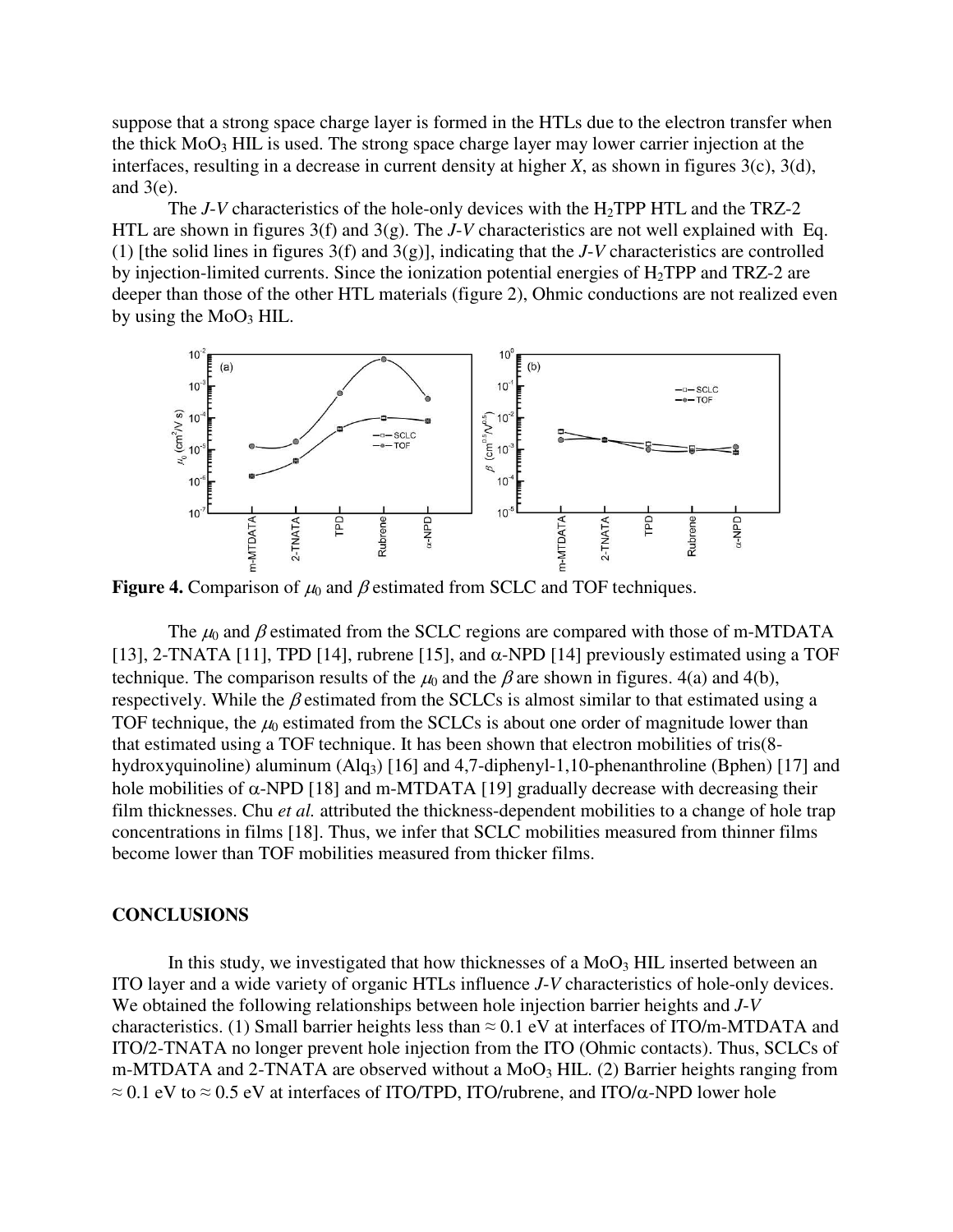suppose that a strong space charge layer is formed in the HTLs due to the electron transfer when the thick $MoO_3$ HIL is used. The strong space charge layer may lower carrier injection at the interfaces, resulting in a decrease in current density at higher *X*, as shown in figures 3(c), 3(d), and 3(e).

The *J*-*V* characteristics of the hole-only devices with the $H_2TPP$ HTL and the TRZ-2 HTL are shown in figures 3(f) and 3(g). The *J*-*V* characteristics are not well explained with Eq. (1) [the solid lines in figures 3(f) and 3(g)], indicating that the *J*-*V* characteristics are controlled by injection-limited currents. Since the ionization potential energies of $H_2TPP$ and TRZ-2 are deeper than those of the other HTL materials (figure 2), Ohmic conductions are not realized even by using the $MoO_3$ HIL.

**Figure 4.** Comparison of $\mu_0$ and $\beta$ estimated from SCLC and TOF techniques.

The $\mu_0$ and $\beta$ estimated from the SCLC regions are compared with those of m-MTDATA [13], 2-TNATA [11], TPD [14], rubrene [15], and α-NPD [14] previously estimated using a TOF technique. The comparison results of the $\mu_0$ and the $\beta$ are shown in figures. 4(a) and 4(b), respectively. While the $\beta$ estimated from the SCLCs is almost similar to that estimated using a TOF technique, the $\mu_0$ estimated from the SCLCs is about one order of magnitude lower than that estimated using a TOF technique. It has been shown that electron mobilities of tris(8-hydroxyquinoline) aluminum ($Alq_3$) [16] and 4,7-diphenyl-1,10-phenanthroline (Bphen) [17] and hole mobilities of α-NPD [18] and m-MTDATA [19] gradually decrease with decreasing their film thicknesses. Chu *et al.* attributed the thickness-dependent mobilities to a change of hole trap concentrations in films [18]. Thus, we infer that SCLC mobilities measured from thinner films become lower than TOF mobilities measured from thicker films.

## CONCLUSIONS

In this study, we investigated that how thicknesses of a $MoO_3$ HIL inserted between an ITO layer and a wide variety of organic HTLs influence *J*-*V* characteristics of hole-only devices. We obtained the following relationships between hole injection barrier heights and *J*-*V* characteristics. (1) Small barrier heights less than ≈ 0.1 eV at interfaces of ITO/m-MTDATA and ITO/2-TNATA no longer prevent hole injection from the ITO (Ohmic contacts). Thus, SCLCs of m-MTDATA and 2-TNATA are observed without a $MoO_3$ HIL. (2) Barrier heights ranging from ≈ 0.1 eV to ≈ 0.5 eV at interfaces of ITO/TPD, ITO/rubrene, and ITO/α-NPD lower hole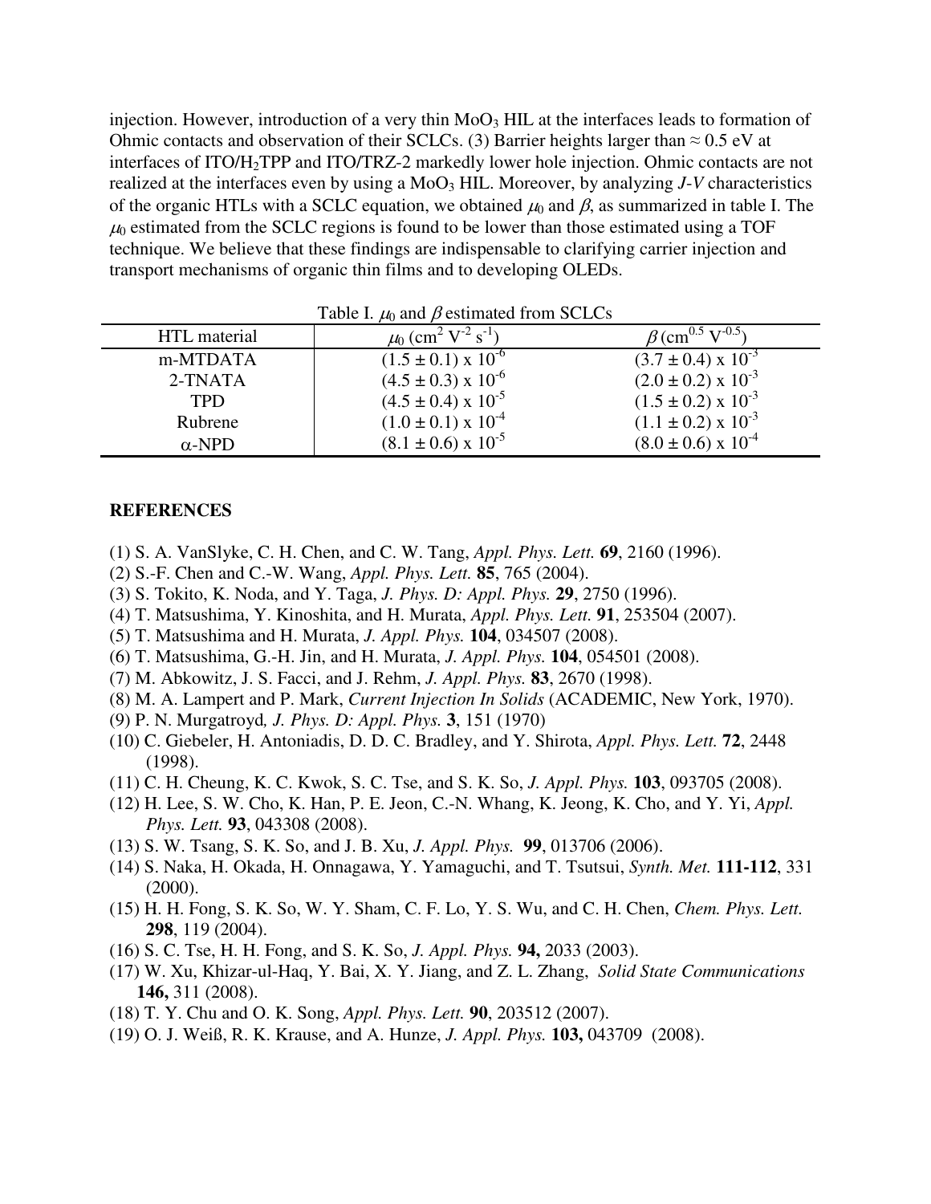injection. However, introduction of a very thin $MoO_3$ HIL at the interfaces leads to formation of Ohmic contacts and observation of their SCLCs. (3) Barrier heights larger than ≈ 0.5 eV at interfaces of ITO/$H_2$TPP and ITO/TRZ-2 markedly lower hole injection. Ohmic contacts are not realized at the interfaces even by using a $MoO_3$ HIL. Moreover, by analyzing *J-V* characteristics of the organic HTLs with a SCLC equation, we obtained $\mu_0$ and $\beta$, as summarized in table I. The $\mu_0$ estimated from the SCLC regions is found to be lower than those estimated using a TOF technique. We believe that these findings are indispensable to clarifying carrier injection and transport mechanisms of organic thin films and to developing OLEDs.

Table I. $\mu_0$ and $\beta$ estimated from SCLCs

| HTL material | $\mu_0$ ($cm^2\ V^{-2}\ s^{-1}$) | $\beta$ ($cm^{0.5}\ V^{-0.5}$) |
|---|---|---|
| m-MTDATA | $(1.5 \pm 0.1) \times 10^{-6}$ | $(3.7 \pm 0.4) \times 10^{-3}$ |
| 2-TNATA | $(4.5 \pm 0.3) \times 10^{-6}$ | $(2.0 \pm 0.2) \times 10^{-3}$ |
| TPD | $(4.5 \pm 0.4) \times 10^{-5}$ | $(1.5 \pm 0.2) \times 10^{-3}$ |
| Rubrene | $(1.0 \pm 0.1) \times 10^{-4}$ | $(1.1 \pm 0.2) \times 10^{-3}$ |
| α-NPD | $(8.1 \pm 0.6) \times 10^{-5}$ | $(8.0 \pm 0.6) \times 10^{-4}$ |

**REFERENCES**

(1) S. A. VanSlyke, C. H. Chen, and C. W. Tang, *Appl. Phys. Lett.* **69**, 2160 (1996).
(2) S.-F. Chen and C.-W. Wang, *Appl. Phys. Lett.* **85**, 765 (2004).
(3) S. Tokito, K. Noda, and Y. Taga, *J. Phys. D: Appl. Phys.* **29**, 2750 (1996).
(4) T. Matsushima, Y. Kinoshita, and H. Murata, *Appl. Phys. Lett.* **91**, 253504 (2007).
(5) T. Matsushima and H. Murata, *J. Appl. Phys.* **104**, 034507 (2008).
(6) T. Matsushima, G.-H. Jin, and H. Murata, *J. Appl. Phys.* **104**, 054501 (2008).
(7) M. Abkowitz, J. S. Facci, and J. Rehm, *J. Appl. Phys.* **83**, 2670 (1998).
(8) M. A. Lampert and P. Mark, *Current Injection In Solids* (ACADEMIC, New York, 1970).
(9) P. N. Murgatroyd, *J. Phys. D: Appl. Phys.* **3**, 151 (1970)
(10) C. Giebeler, H. Antoniadis, D. D. C. Bradley, and Y. Shirota, *Appl. Phys. Lett.* **72**, 2448 (1998).
(11) C. H. Cheung, K. C. Kwok, S. C. Tse, and S. K. So, *J. Appl. Phys.* **103**, 093705 (2008).
(12) H. Lee, S. W. Cho, K. Han, P. E. Jeon, C.-N. Whang, K. Jeong, K. Cho, and Y. Yi, *Appl. Phys. Lett.* **93**, 043308 (2008).
(13) S. W. Tsang, S. K. So, and J. B. Xu, *J. Appl. Phys.* **99**, 013706 (2006).
(14) S. Naka, H. Okada, H. Onnagawa, Y. Yamaguchi, and T. Tsutsui, *Synth. Met.* **111-112**, 331 (2000).
(15) H. H. Fong, S. K. So, W. Y. Sham, C. F. Lo, Y. S. Wu, and C. H. Chen, *Chem. Phys. Lett.* **298**, 119 (2004).
(16) S. C. Tse, H. H. Fong, and S. K. So, *J. Appl. Phys.* **94,** 2033 (2003).
(17) W. Xu, Khizar-ul-Haq, Y. Bai, X. Y. Jiang, and Z. L. Zhang, *Solid State Communications* **146,** 311 (2008).
(18) T. Y. Chu and O. K. Song, *Appl. Phys. Lett.* **90**, 203512 (2007).
(19) O. J. Weiß, R. K. Krause, and A. Hunze, *J. Appl. Phys.* **103,** 043709 (2008).